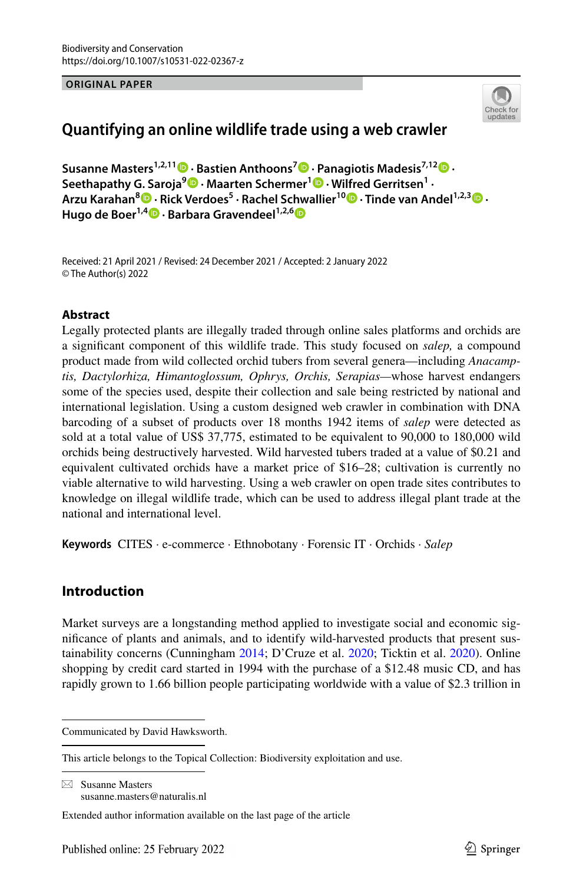Biodiversity and Conservation
https://doi.org/10.1007/s10531-022-02367-z

**ORIGINAL PAPER**

# Quantifying an online wildlife trade using a web crawler

**Susanne Masters[1,2,11] · Bastien Anthoons[7] · Panagiotis Madesis[7,12] · Seethapathy G. Saroja[9] · Maarten Schermer[1] · Wilfred Gerritsen[1] · Arzu Karahan[8] · Rick Verdoes[5] · Rachel Schwallier[10] · Tinde van Andel[1,2,3] · Hugo de Boer[1,4] · Barbara Gravendeel[1,2,6]**

Received: 21 April 2021 / Revised: 24 December 2021 / Accepted: 2 January 2022
© The Author(s) 2022

## Abstract

Legally protected plants are illegally traded through online sales platforms and orchids are a significant component of this wildlife trade. This study focused on *salep,* a compound product made from wild collected orchid tubers from several genera—including *Anacamptis, Dactylorhiza, Himantoglossum, Ophrys, Orchis, Serapias*—whose harvest endangers some of the species used, despite their collection and sale being restricted by national and international legislation. Using a custom designed web crawler in combination with DNA barcoding of a subset of products over 18 months 1942 items of *salep* were detected as sold at a total value of US$ 37,775, estimated to be equivalent to 90,000 to 180,000 wild orchids being destructively harvested. Wild harvested tubers traded at a value of $0.21 and equivalent cultivated orchids have a market price of $16–28; cultivation is currently no viable alternative to wild harvesting. Using a web crawler on open trade sites contributes to knowledge on illegal wildlife trade, which can be used to address illegal plant trade at the national and international level.

**Keywords** CITES · e-commerce · Ethnobotany · Forensic IT · Orchids · *Salep*

## Introduction

Market surveys are a longstanding method applied to investigate social and economic significance of plants and animals, and to identify wild-harvested products that present sustainability concerns (Cunningham 2014; D'Cruze et al. 2020; Ticktin et al. 2020). Online shopping by credit card started in 1994 with the purchase of a $12.48 music CD, and has rapidly grown to 1.66 billion people participating worldwide with a value of $2.3 trillion in

---

Communicated by David Hawksworth.

This article belongs to the Topical Collection: Biodiversity exploitation and use.

✉ Susanne Masters
susanne.masters@naturalis.nl

Extended author information available on the last page of the article

Published online: 25 February 2022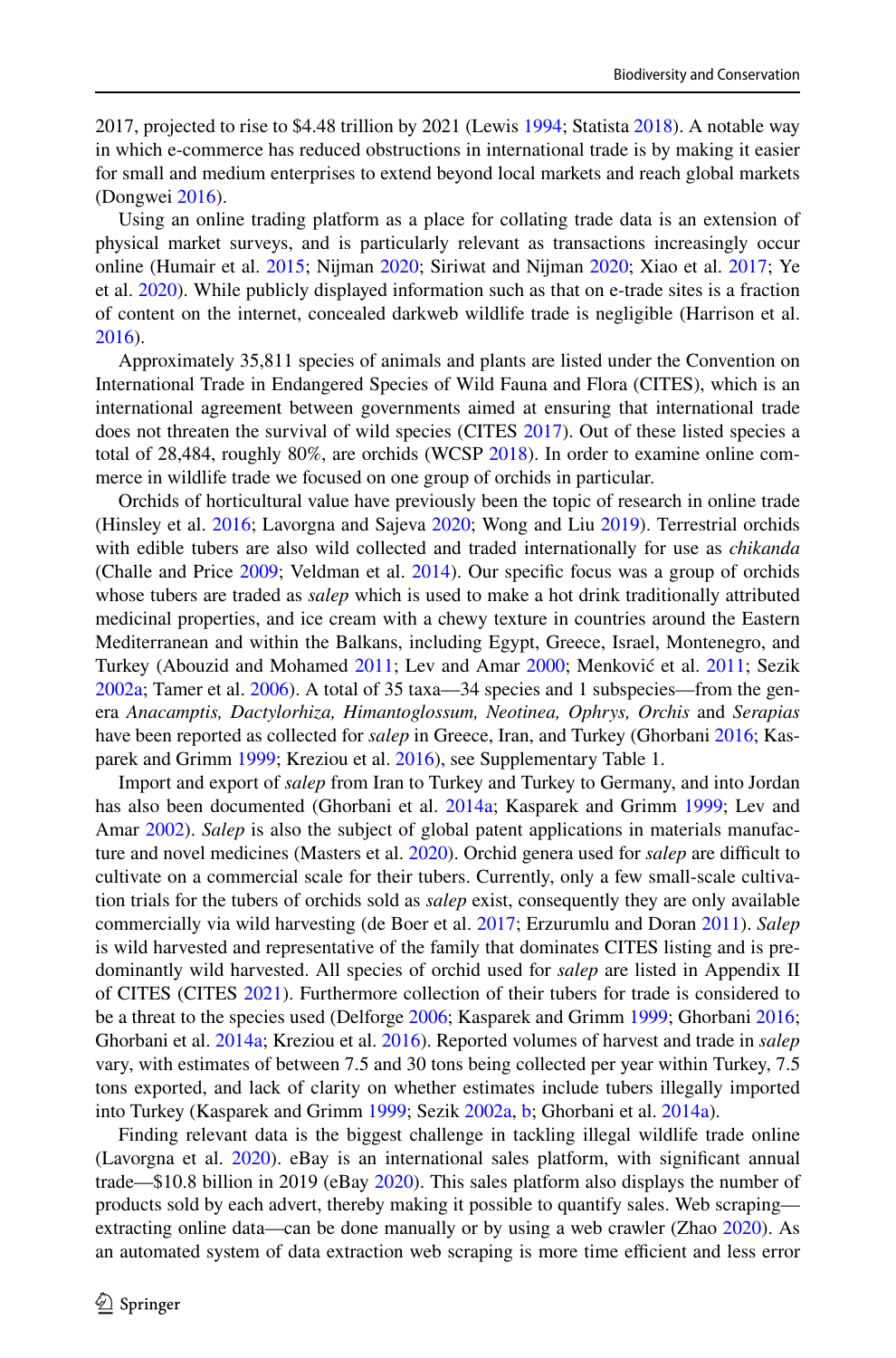2017, projected to rise to $4.48 trillion by 2021 (Lewis 1994; Statista 2018). A notable way in which e-commerce has reduced obstructions in international trade is by making it easier for small and medium enterprises to extend beyond local markets and reach global markets (Dongwei 2016).

Using an online trading platform as a place for collating trade data is an extension of physical market surveys, and is particularly relevant as transactions increasingly occur online (Humair et al. 2015; Nijman 2020; Siriwat and Nijman 2020; Xiao et al. 2017; Ye et al. 2020). While publicly displayed information such as that on e-trade sites is a fraction of content on the internet, concealed darkweb wildlife trade is negligible (Harrison et al. 2016).

Approximately 35,811 species of animals and plants are listed under the Convention on International Trade in Endangered Species of Wild Fauna and Flora (CITES), which is an international agreement between governments aimed at ensuring that international trade does not threaten the survival of wild species (CITES 2017). Out of these listed species a total of 28,484, roughly 80%, are orchids (WCSP 2018). In order to examine online commerce in wildlife trade we focused on one group of orchids in particular.

Orchids of horticultural value have previously been the topic of research in online trade (Hinsley et al. 2016; Lavorgna and Sajeva 2020; Wong and Liu 2019). Terrestrial orchids with edible tubers are also wild collected and traded internationally for use as *chikanda* (Challe and Price 2009; Veldman et al. 2014). Our specific focus was a group of orchids whose tubers are traded as *salep* which is used to make a hot drink traditionally attributed medicinal properties, and ice cream with a chewy texture in countries around the Eastern Mediterranean and within the Balkans, including Egypt, Greece, Israel, Montenegro, and Turkey (Abouzid and Mohamed 2011; Lev and Amar 2000; Menković et al. 2011; Sezik 2002a; Tamer et al. 2006). A total of 35 taxa—34 species and 1 subspecies—from the genera *Anacamptis, Dactylorhiza, Himantoglossum, Neotinea, Ophrys, Orchis* and *Serapias* have been reported as collected for *salep* in Greece, Iran, and Turkey (Ghorbani 2016; Kasparek and Grimm 1999; Kreziou et al. 2016), see Supplementary Table 1.

Import and export of *salep* from Iran to Turkey and Turkey to Germany, and into Jordan has also been documented (Ghorbani et al. 2014a; Kasparek and Grimm 1999; Lev and Amar 2002). *Salep* is also the subject of global patent applications in materials manufacture and novel medicines (Masters et al. 2020). Orchid genera used for *salep* are difficult to cultivate on a commercial scale for their tubers. Currently, only a few small-scale cultivation trials for the tubers of orchids sold as *salep* exist, consequently they are only available commercially via wild harvesting (de Boer et al. 2017; Erzurumlu and Doran 2011). *Salep* is wild harvested and representative of the family that dominates CITES listing and is predominantly wild harvested. All species of orchid used for *salep* are listed in Appendix II of CITES (CITES 2021). Furthermore collection of their tubers for trade is considered to be a threat to the species used (Delforge 2006; Kasparek and Grimm 1999; Ghorbani 2016; Ghorbani et al. 2014a; Kreziou et al. 2016). Reported volumes of harvest and trade in *salep* vary, with estimates of between 7.5 and 30 tons being collected per year within Turkey, 7.5 tons exported, and lack of clarity on whether estimates include tubers illegally imported into Turkey (Kasparek and Grimm 1999; Sezik 2002a, b; Ghorbani et al. 2014a).

Finding relevant data is the biggest challenge in tackling illegal wildlife trade online (Lavorgna et al. 2020). eBay is an international sales platform, with significant annual trade—$10.8 billion in 2019 (eBay 2020). This sales platform also displays the number of products sold by each advert, thereby making it possible to quantify sales. Web scraping—extracting online data—can be done manually or by using a web crawler (Zhao 2020). As an automated system of data extraction web scraping is more time efficient and less error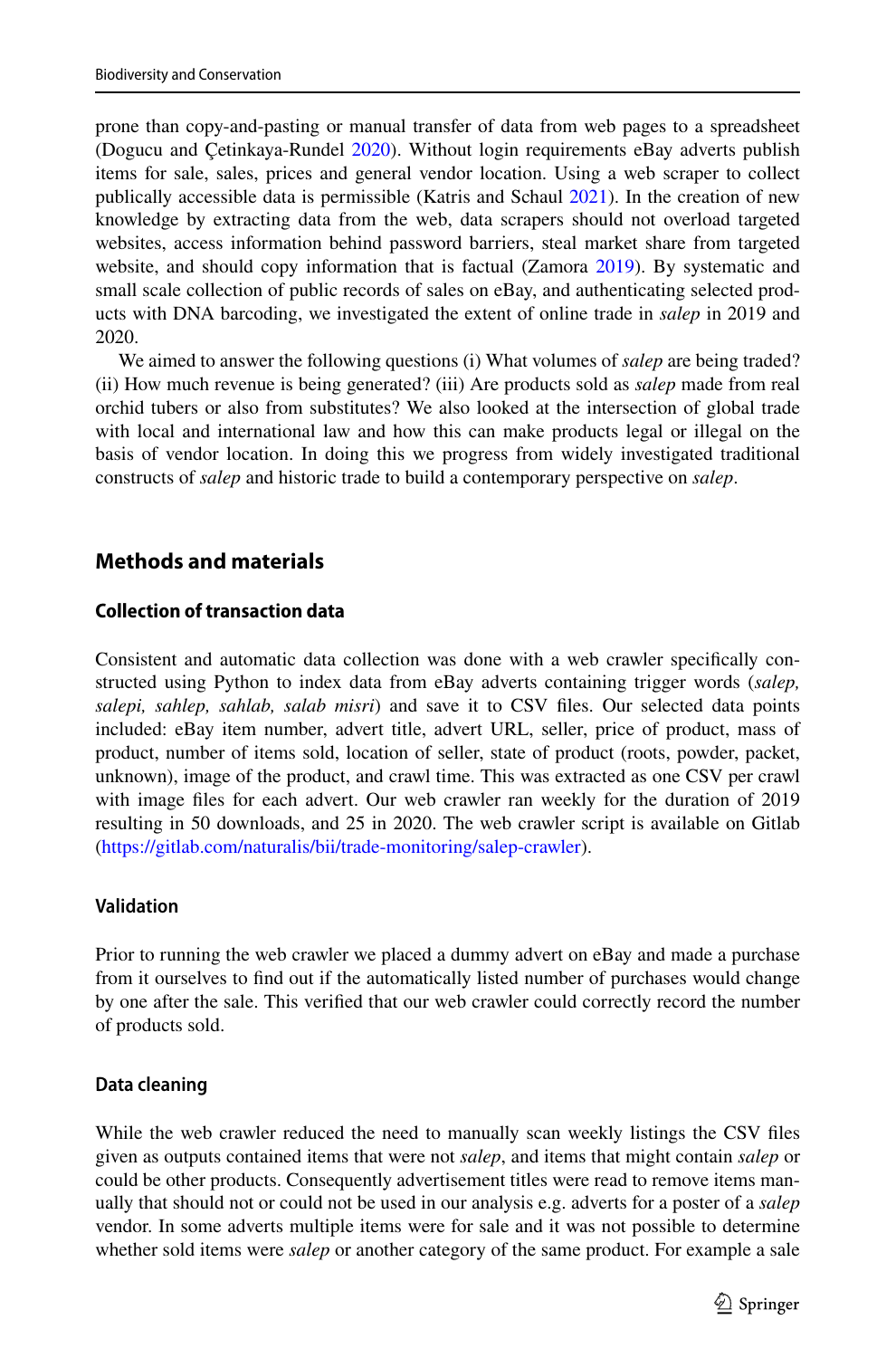prone than copy-and-pasting or manual transfer of data from web pages to a spreadsheet (Dogucu and Çetinkaya-Rundel 2020). Without login requirements eBay adverts publish items for sale, sales, prices and general vendor location. Using a web scraper to collect publically accessible data is permissible (Katris and Schaul 2021). In the creation of new knowledge by extracting data from the web, data scrapers should not overload targeted websites, access information behind password barriers, steal market share from targeted website, and should copy information that is factual (Zamora 2019). By systematic and small scale collection of public records of sales on eBay, and authenticating selected products with DNA barcoding, we investigated the extent of online trade in *salep* in 2019 and 2020.

We aimed to answer the following questions (i) What volumes of *salep* are being traded? (ii) How much revenue is being generated? (iii) Are products sold as *salep* made from real orchid tubers or also from substitutes? We also looked at the intersection of global trade with local and international law and how this can make products legal or illegal on the basis of vendor location. In doing this we progress from widely investigated traditional constructs of *salep* and historic trade to build a contemporary perspective on *salep*.

## Methods and materials

### Collection of transaction data

Consistent and automatic data collection was done with a web crawler specifically constructed using Python to index data from eBay adverts containing trigger words (*salep, salepi, sahlep, sahlab, salab misri*) and save it to CSV files. Our selected data points included: eBay item number, advert title, advert URL, seller, price of product, mass of product, number of items sold, location of seller, state of product (roots, powder, packet, unknown), image of the product, and crawl time. This was extracted as one CSV per crawl with image files for each advert. Our web crawler ran weekly for the duration of 2019 resulting in 50 downloads, and 25 in 2020. The web crawler script is available on Gitlab (https://gitlab.com/naturalis/bii/trade-monitoring/salep-crawler).

### Validation

Prior to running the web crawler we placed a dummy advert on eBay and made a purchase from it ourselves to find out if the automatically listed number of purchases would change by one after the sale. This verified that our web crawler could correctly record the number of products sold.

### Data cleaning

While the web crawler reduced the need to manually scan weekly listings the CSV files given as outputs contained items that were not *salep*, and items that might contain *salep* or could be other products. Consequently advertisement titles were read to remove items manually that should not or could not be used in our analysis e.g. adverts for a poster of a *salep* vendor. In some adverts multiple items were for sale and it was not possible to determine whether sold items were *salep* or another category of the same product. For example a sale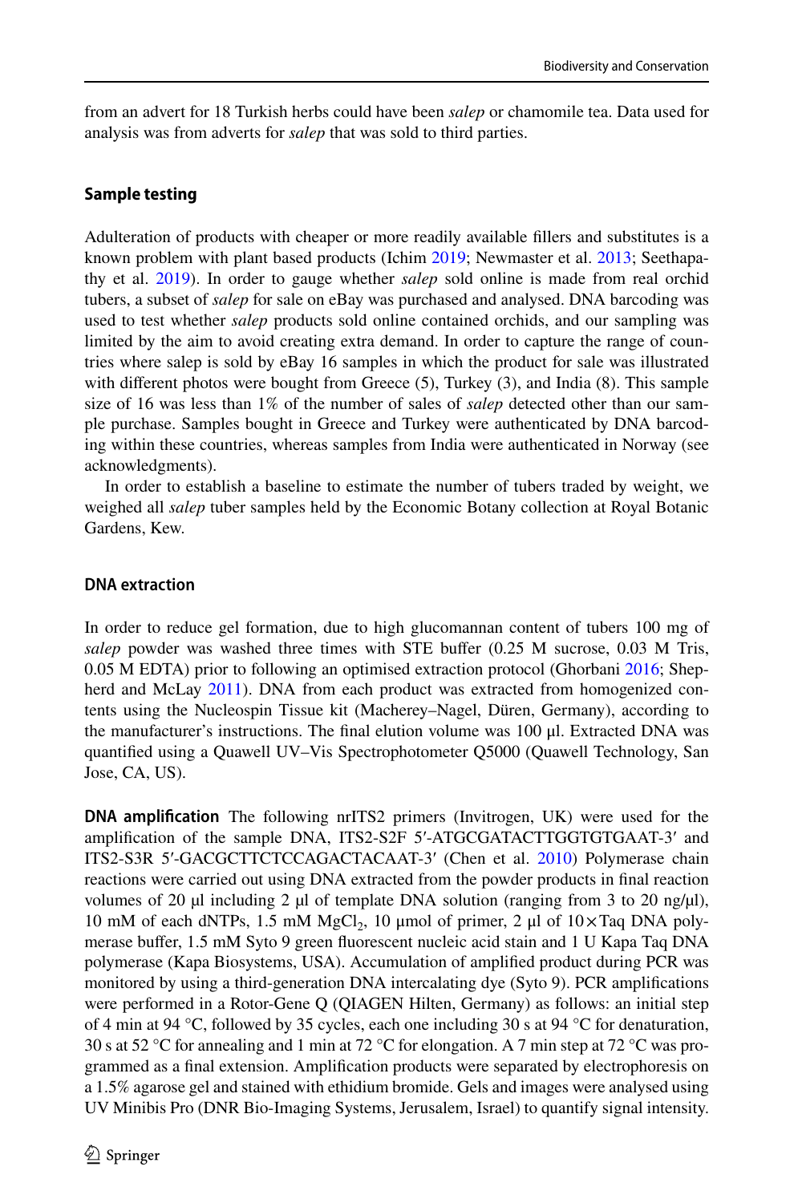from an advert for 18 Turkish herbs could have been *salep* or chamomile tea. Data used for analysis was from adverts for *salep* that was sold to third parties.

## Sample testing

Adulteration of products with cheaper or more readily available fillers and substitutes is a known problem with plant based products (Ichim 2019; Newmaster et al. 2013; Seethapathy et al. 2019). In order to gauge whether *salep* sold online is made from real orchid tubers, a subset of *salep* for sale on eBay was purchased and analysed. DNA barcoding was used to test whether *salep* products sold online contained orchids, and our sampling was limited by the aim to avoid creating extra demand. In order to capture the range of countries where salep is sold by eBay 16 samples in which the product for sale was illustrated with different photos were bought from Greece (5), Turkey (3), and India (8). This sample size of 16 was less than 1% of the number of sales of *salep* detected other than our sample purchase. Samples bought in Greece and Turkey were authenticated by DNA barcoding within these countries, whereas samples from India were authenticated in Norway (see acknowledgments).

In order to establish a baseline to estimate the number of tubers traded by weight, we weighed all *salep* tuber samples held by the Economic Botany collection at Royal Botanic Gardens, Kew.

### DNA extraction

In order to reduce gel formation, due to high glucomannan content of tubers 100 mg of *salep* powder was washed three times with STE buffer (0.25 M sucrose, 0.03 M Tris, 0.05 M EDTA) prior to following an optimised extraction protocol (Ghorbani 2016; Shepherd and McLay 2011). DNA from each product was extracted from homogenized contents using the Nucleospin Tissue kit (Macherey–Nagel, Düren, Germany), according to the manufacturer's instructions. The final elution volume was 100 µl. Extracted DNA was quantified using a Quawell UV–Vis Spectrophotometer Q5000 (Quawell Technology, San Jose, CA, US).

**DNA amplification** The following nrITS2 primers (Invitrogen, UK) were used for the amplification of the sample DNA, ITS2-S2F 5′-ATGCGATACTTGGTGTGAAT-3′ and ITS2-S3R 5′-GACGCTTCTCCAGACTACAAT-3′ (Chen et al. 2010) Polymerase chain reactions were carried out using DNA extracted from the powder products in final reaction volumes of 20 µl including 2 µl of template DNA solution (ranging from 3 to 20 ng/µl), 10 mM of each dNTPs, 1.5 mM $MgCl_2$, 10 µmol of primer, 2 µl of 10×Taq DNA polymerase buffer, 1.5 mM Syto 9 green fluorescent nucleic acid stain and 1 U Kapa Taq DNA polymerase (Kapa Biosystems, USA). Accumulation of amplified product during PCR was monitored by using a third-generation DNA intercalating dye (Syto 9). PCR amplifications were performed in a Rotor-Gene Q (QIAGEN Hilten, Germany) as follows: an initial step of 4 min at 94 °C, followed by 35 cycles, each one including 30 s at 94 °C for denaturation, 30 s at 52 °C for annealing and 1 min at 72 °C for elongation. A 7 min step at 72 °C was programmed as a final extension. Amplification products were separated by electrophoresis on a 1.5% agarose gel and stained with ethidium bromide. Gels and images were analysed using UV Minibis Pro (DNR Bio-Imaging Systems, Jerusalem, Israel) to quantify signal intensity.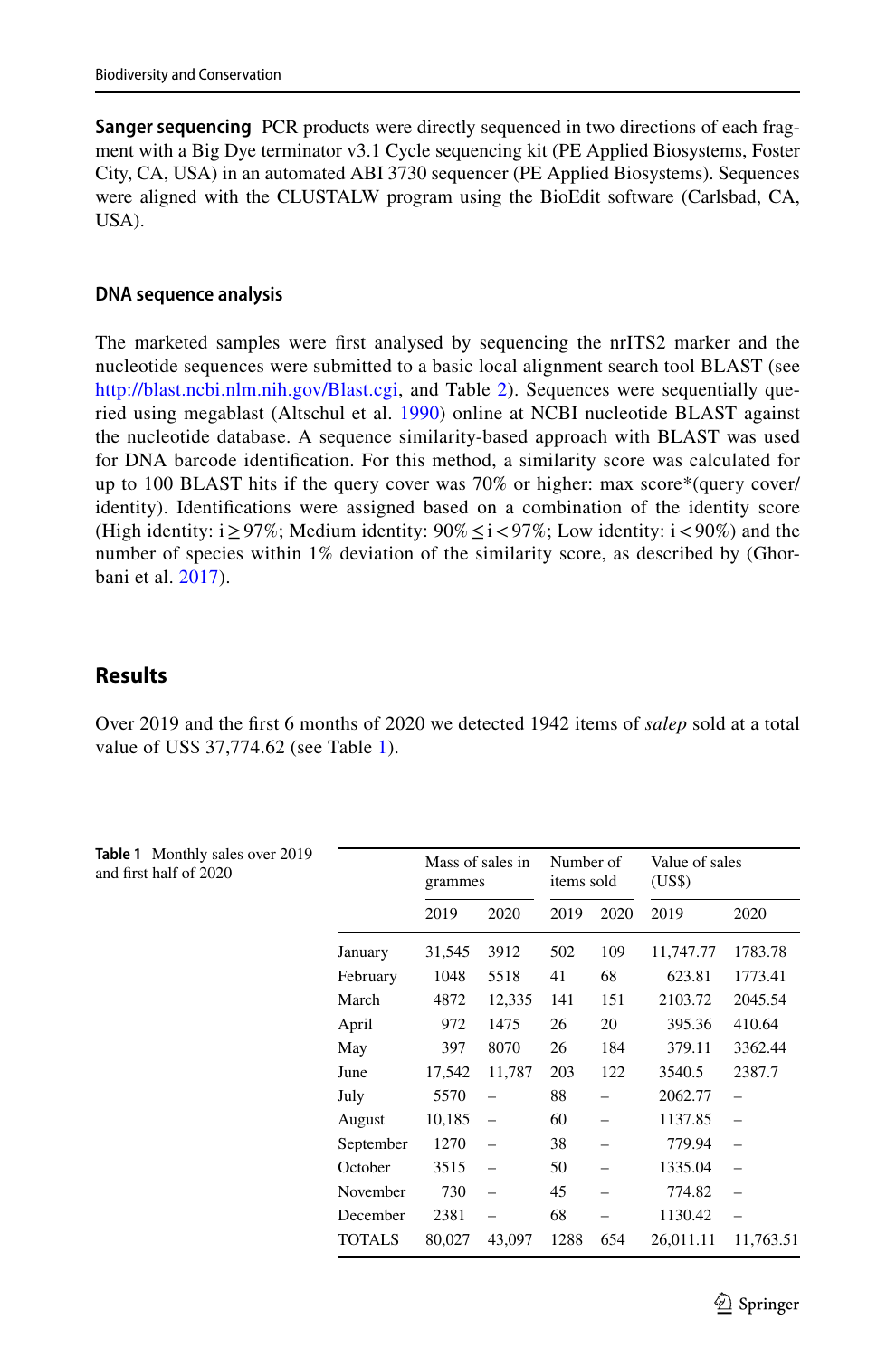**Sanger sequencing** PCR products were directly sequenced in two directions of each fragment with a Big Dye terminator v3.1 Cycle sequencing kit (PE Applied Biosystems, Foster City, CA, USA) in an automated ABI 3730 sequencer (PE Applied Biosystems). Sequences were aligned with the CLUSTALW program using the BioEdit software (Carlsbad, CA, USA).

### DNA sequence analysis

The marketed samples were first analysed by sequencing the nrITS2 marker and the nucleotide sequences were submitted to a basic local alignment search tool BLAST (see http://blast.ncbi.nlm.nih.gov/Blast.cgi, and Table 2). Sequences were sequentially queried using megablast (Altschul et al. 1990) online at NCBI nucleotide BLAST against the nucleotide database. A sequence similarity-based approach with BLAST was used for DNA barcode identification. For this method, a similarity score was calculated for up to 100 BLAST hits if the query cover was 70% or higher: max score*(query cover/identity). Identifications were assigned based on a combination of the identity score (High identity: $i \geq 97\%$; Medium identity: $90\% \leq i < 97\%$; Low identity: $i < 90\%$) and the number of species within 1% deviation of the similarity score, as described by (Ghorbani et al. 2017).

## Results

Over 2019 and the first 6 months of 2020 we detected 1942 items of *salep* sold at a total value of US$ 37,774.62 (see Table 1).

**Table 1** Monthly sales over 2019 and first half of 2020

| | Mass of sales in grammes | | Number of items sold | | Value of sales (US$) | |
|---|---|---|---|---|---|---|
| | 2019 | 2020 | 2019 | 2020 | 2019 | 2020 |
| January | 31,545 | 3912 | 502 | 109 | 11,747.77 | 1783.78 |
| February | 1048 | 5518 | 41 | 68 | 623.81 | 1773.41 |
| March | 4872 | 12,335 | 141 | 151 | 2103.72 | 2045.54 |
| April | 972 | 1475 | 26 | 20 | 395.36 | 410.64 |
| May | 397 | 8070 | 26 | 184 | 379.11 | 3362.44 |
| June | 17,542 | 11,787 | 203 | 122 | 3540.5 | 2387.7 |
| July | 5570 | – | 88 | – | 2062.77 | – |
| August | 10,185 | – | 60 | – | 1137.85 | – |
| September | 1270 | – | 38 | – | 779.94 | – |
| October | 3515 | – | 50 | – | 1335.04 | – |
| November | 730 | – | 45 | – | 774.82 | – |
| December | 2381 | – | 68 | – | 1130.42 | – |
| TOTALS | 80,027 | 43,097 | 1288 | 654 | 26,011.11 | 11,763.51 |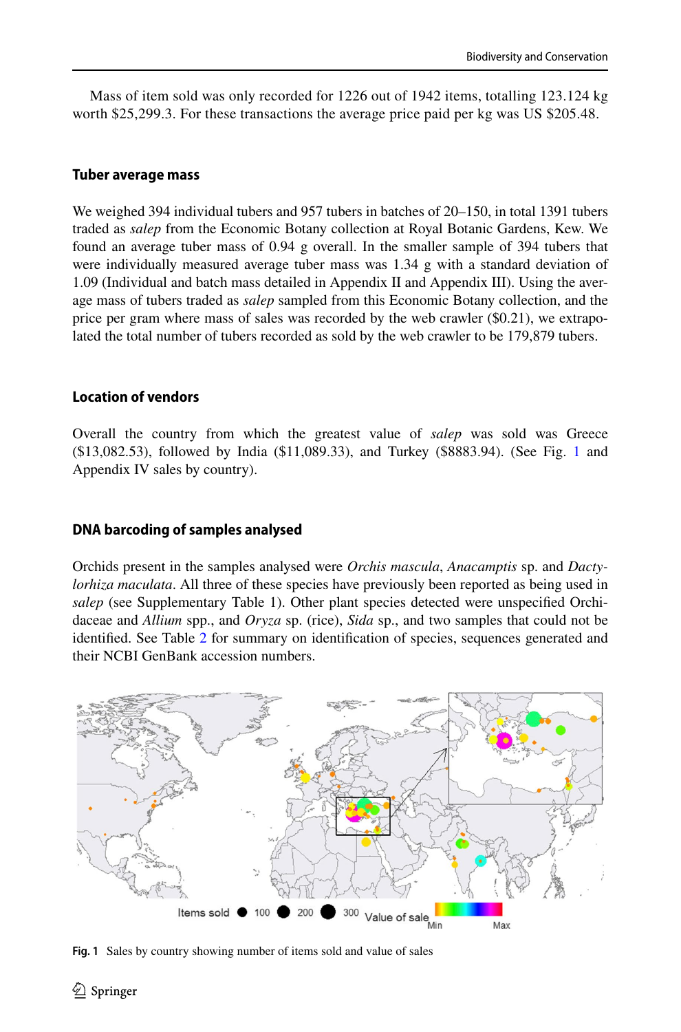Mass of item sold was only recorded for 1226 out of 1942 items, totalling 123.124 kg worth $25,299.3. For these transactions the average price paid per kg was US $205.48.

## Tuber average mass

We weighed 394 individual tubers and 957 tubers in batches of 20–150, in total 1391 tubers traded as *salep* from the Economic Botany collection at Royal Botanic Gardens, Kew. We found an average tuber mass of 0.94 g overall. In the smaller sample of 394 tubers that were individually measured average tuber mass was 1.34 g with a standard deviation of 1.09 (Individual and batch mass detailed in Appendix II and Appendix III). Using the average mass of tubers traded as *salep* sampled from this Economic Botany collection, and the price per gram where mass of sales was recorded by the web crawler ($0.21), we extrapolated the total number of tubers recorded as sold by the web crawler to be 179,879 tubers.

## Location of vendors

Overall the country from which the greatest value of *salep* was sold was Greece ($13,082.53), followed by India ($11,089.33), and Turkey ($8883.94). (See Fig. 1 and Appendix IV sales by country).

## DNA barcoding of samples analysed

Orchids present in the samples analysed were *Orchis mascula*, *Anacamptis* sp. and *Dactylorhiza maculata*. All three of these species have previously been reported as being used in *salep* (see Supplementary Table 1). Other plant species detected were unspecified Orchidaceae and *Allium* spp., and *Oryza* sp. (rice), *Sida* sp., and two samples that could not be identified. See Table 2 for summary on identification of species, sequences generated and their NCBI GenBank accession numbers.

**Fig. 1** Sales by country showing number of items sold and value of sales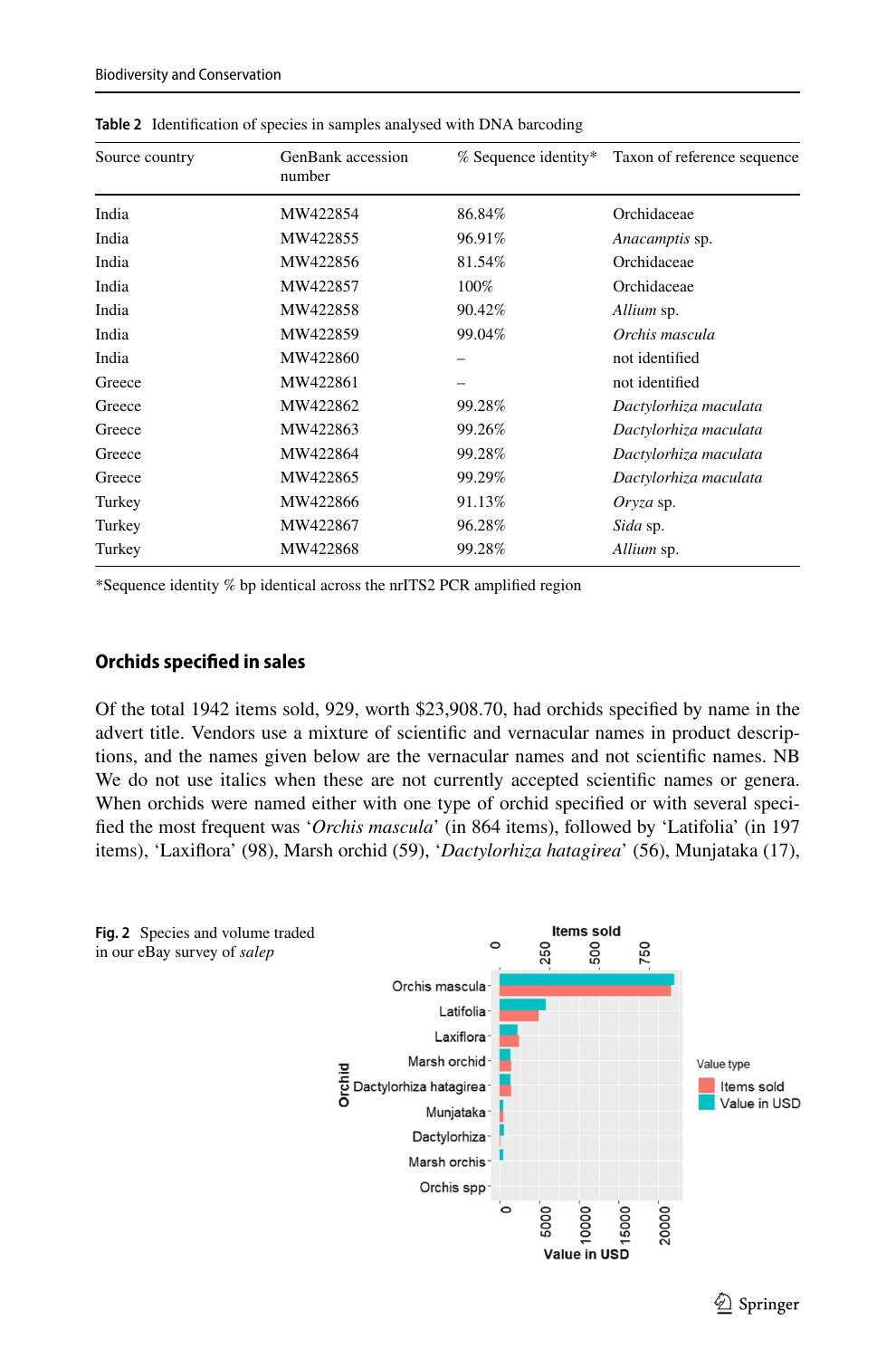**Table 2** Identification of species in samples analysed with DNA barcoding

| Source country | GenBank accession number | % Sequence identity* | Taxon of reference sequence |
|---|---|---|---|
| India | MW422854 | 86.84% | Orchidaceae |
| India | MW422855 | 96.91% | *Anacamptis* sp. |
| India | MW422856 | 81.54% | Orchidaceae |
| India | MW422857 | 100% | Orchidaceae |
| India | MW422858 | 90.42% | *Allium* sp. |
| India | MW422859 | 99.04% | *Orchis mascula* |
| India | MW422860 | – | not identified |
| Greece | MW422861 | – | not identified |
| Greece | MW422862 | 99.28% | *Dactylorhiza maculata* |
| Greece | MW422863 | 99.26% | *Dactylorhiza maculata* |
| Greece | MW422864 | 99.28% | *Dactylorhiza maculata* |
| Greece | MW422865 | 99.29% | *Dactylorhiza maculata* |
| Turkey | MW422866 | 91.13% | *Oryza* sp. |
| Turkey | MW422867 | 96.28% | *Sida* sp. |
| Turkey | MW422868 | 99.28% | *Allium* sp. |

*Sequence identity % bp identical across the nrITS2 PCR amplified region

## Orchids specified in sales

Of the total 1942 items sold, 929, worth $23,908.70, had orchids specified by name in the advert title. Vendors use a mixture of scientific and vernacular names in product descriptions, and the names given below are the vernacular names and not scientific names. NB We do not use italics when these are not currently accepted scientific names or genera. When orchids were named either with one type of orchid specified or with several specified the most frequent was '*Orchis mascula*' (in 864 items), followed by 'Latifolia' (in 197 items), 'Laxiflora' (98), Marsh orchid (59), '*Dactylorhiza hatagirea*' (56), Munjataka (17),

**Fig. 2** Species and volume traded in our eBay survey of *salep*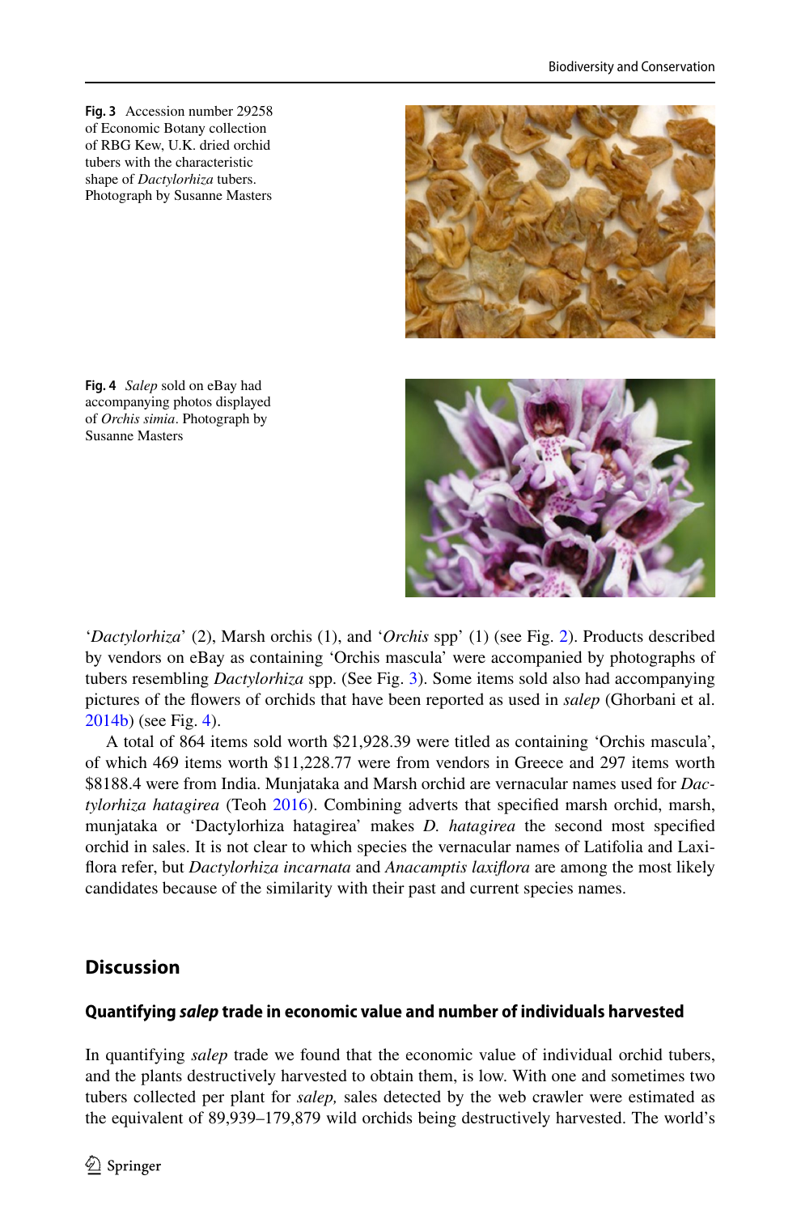**Fig. 3** Accession number 29258 of Economic Botany collection of RBG Kew, U.K. dried orchid tubers with the characteristic shape of *Dactylorhiza* tubers. Photograph by Susanne Masters

**Fig. 4** *Salep* sold on eBay had accompanying photos displayed of *Orchis simia*. Photograph by Susanne Masters

'*Dactylorhiza*' (2), Marsh orchis (1), and '*Orchis* spp' (1) (see Fig. 2). Products described by vendors on eBay as containing 'Orchis mascula' were accompanied by photographs of tubers resembling *Dactylorhiza* spp. (See Fig. 3). Some items sold also had accompanying pictures of the flowers of orchids that have been reported as used in *salep* (Ghorbani et al. 2014b) (see Fig. 4).

A total of 864 items sold worth $21,928.39 were titled as containing 'Orchis mascula', of which 469 items worth $11,228.77 were from vendors in Greece and 297 items worth $8188.4 were from India. Munjataka and Marsh orchid are vernacular names used for *Dactylorhiza hatagirea* (Teoh 2016). Combining adverts that specified marsh orchid, marsh, munjataka or 'Dactylorhiza hatagirea' makes *D. hatagirea* the second most specified orchid in sales. It is not clear to which species the vernacular names of Latifolia and Laxiflora refer, but *Dactylorhiza incarnata* and *Anacamptis laxiflora* are among the most likely candidates because of the similarity with their past and current species names.

## Discussion

### Quantifying *salep* trade in economic value and number of individuals harvested

In quantifying *salep* trade we found that the economic value of individual orchid tubers, and the plants destructively harvested to obtain them, is low. With one and sometimes two tubers collected per plant for *salep,* sales detected by the web crawler were estimated as the equivalent of 89,939–179,879 wild orchids being destructively harvested. The world's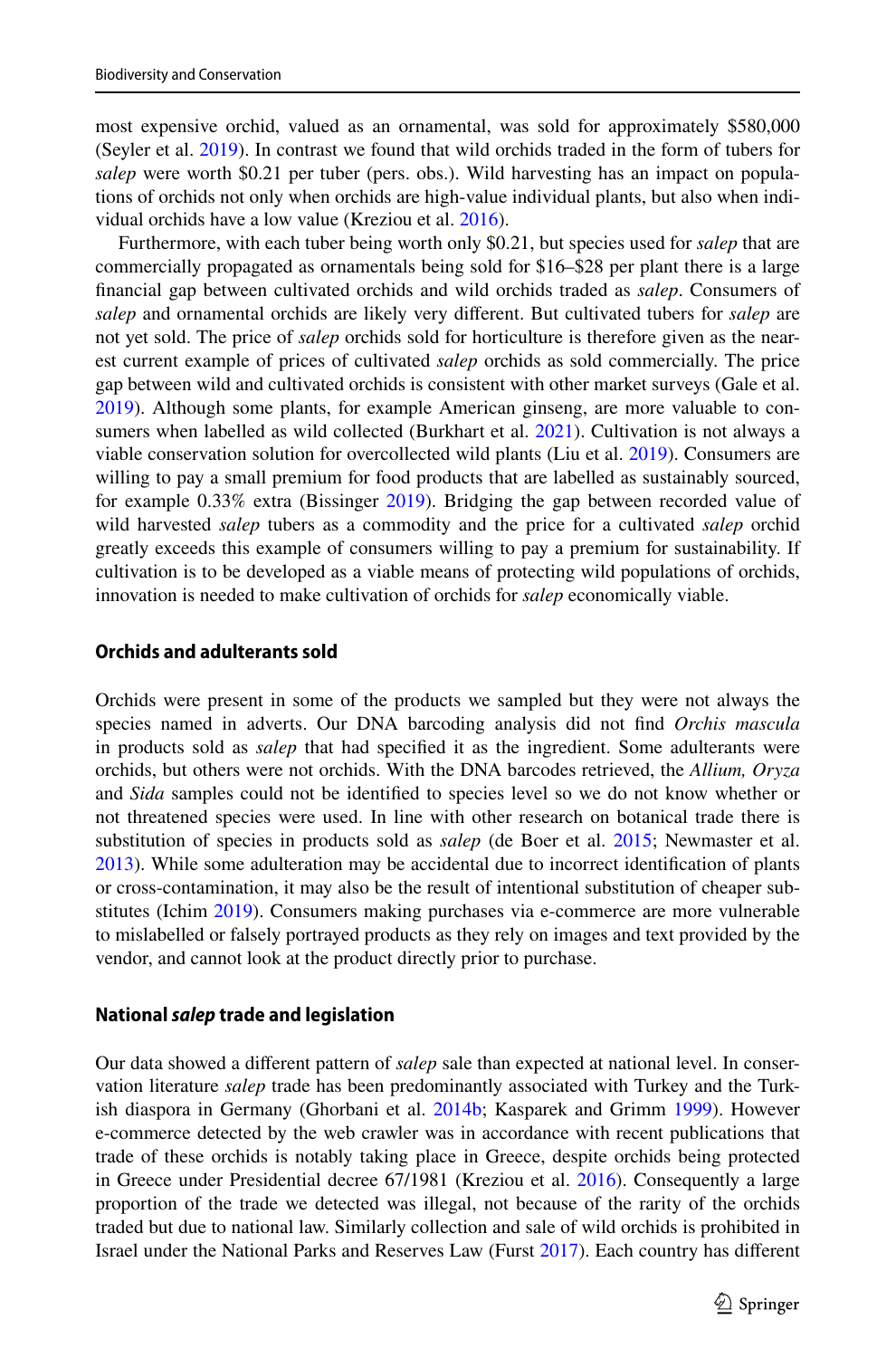most expensive orchid, valued as an ornamental, was sold for approximately $580,000 (Seyler et al. 2019). In contrast we found that wild orchids traded in the form of tubers for *salep* were worth $0.21 per tuber (pers. obs.). Wild harvesting has an impact on populations of orchids not only when orchids are high-value individual plants, but also when individual orchids have a low value (Kreziou et al. 2016).

Furthermore, with each tuber being worth only $0.21, but species used for *salep* that are commercially propagated as ornamentals being sold for $16–$28 per plant there is a large financial gap between cultivated orchids and wild orchids traded as *salep*. Consumers of *salep* and ornamental orchids are likely very different. But cultivated tubers for *salep* are not yet sold. The price of *salep* orchids sold for horticulture is therefore given as the nearest current example of prices of cultivated *salep* orchids as sold commercially. The price gap between wild and cultivated orchids is consistent with other market surveys (Gale et al. 2019). Although some plants, for example American ginseng, are more valuable to consumers when labelled as wild collected (Burkhart et al. 2021). Cultivation is not always a viable conservation solution for overcollected wild plants (Liu et al. 2019). Consumers are willing to pay a small premium for food products that are labelled as sustainably sourced, for example 0.33% extra (Bissinger 2019). Bridging the gap between recorded value of wild harvested *salep* tubers as a commodity and the price for a cultivated *salep* orchid greatly exceeds this example of consumers willing to pay a premium for sustainability. If cultivation is to be developed as a viable means of protecting wild populations of orchids, innovation is needed to make cultivation of orchids for *salep* economically viable.

## Orchids and adulterants sold

Orchids were present in some of the products we sampled but they were not always the species named in adverts. Our DNA barcoding analysis did not find *Orchis mascula* in products sold as *salep* that had specified it as the ingredient. Some adulterants were orchids, but others were not orchids. With the DNA barcodes retrieved, the *Allium, Oryza* and *Sida* samples could not be identified to species level so we do not know whether or not threatened species were used. In line with other research on botanical trade there is substitution of species in products sold as *salep* (de Boer et al. 2015; Newmaster et al. 2013). While some adulteration may be accidental due to incorrect identification of plants or cross-contamination, it may also be the result of intentional substitution of cheaper substitutes (Ichim 2019). Consumers making purchases via e-commerce are more vulnerable to mislabelled or falsely portrayed products as they rely on images and text provided by the vendor, and cannot look at the product directly prior to purchase.

## National *salep* trade and legislation

Our data showed a different pattern of *salep* sale than expected at national level. In conservation literature *salep* trade has been predominantly associated with Turkey and the Turkish diaspora in Germany (Ghorbani et al. 2014b; Kasparek and Grimm 1999). However e-commerce detected by the web crawler was in accordance with recent publications that trade of these orchids is notably taking place in Greece, despite orchids being protected in Greece under Presidential decree 67/1981 (Kreziou et al. 2016). Consequently a large proportion of the trade we detected was illegal, not because of the rarity of the orchids traded but due to national law. Similarly collection and sale of wild orchids is prohibited in Israel under the National Parks and Reserves Law (Furst 2017). Each country has different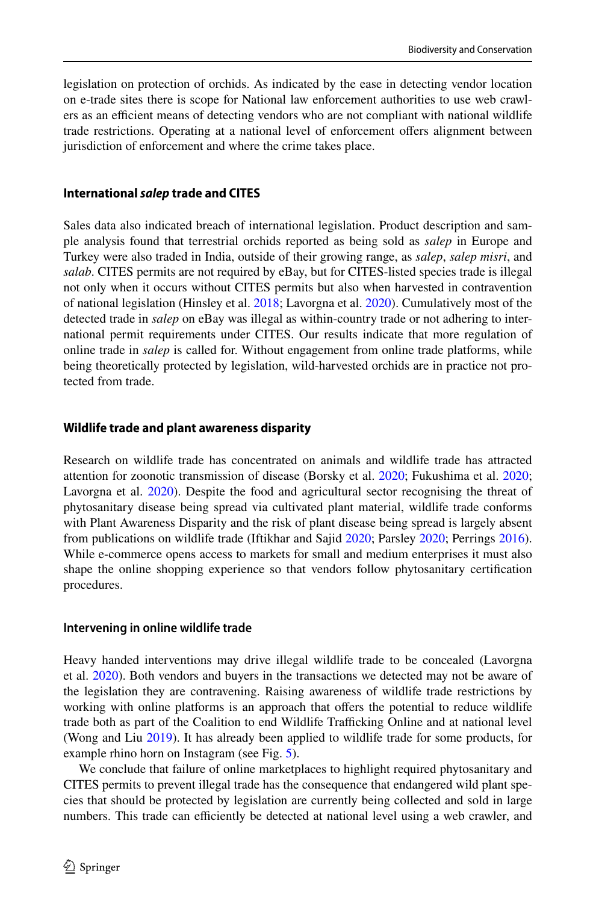legislation on protection of orchids. As indicated by the ease in detecting vendor location on e-trade sites there is scope for National law enforcement authorities to use web crawlers as an efficient means of detecting vendors who are not compliant with national wildlife trade restrictions. Operating at a national level of enforcement offers alignment between jurisdiction of enforcement and where the crime takes place.

### International *salep* trade and CITES

Sales data also indicated breach of international legislation. Product description and sample analysis found that terrestrial orchids reported as being sold as *salep* in Europe and Turkey were also traded in India, outside of their growing range, as *salep*, *salep misri*, and *salab*. CITES permits are not required by eBay, but for CITES-listed species trade is illegal not only when it occurs without CITES permits but also when harvested in contravention of national legislation (Hinsley et al. 2018; Lavorgna et al. 2020). Cumulatively most of the detected trade in *salep* on eBay was illegal as within-country trade or not adhering to international permit requirements under CITES. Our results indicate that more regulation of online trade in *salep* is called for. Without engagement from online trade platforms, while being theoretically protected by legislation, wild-harvested orchids are in practice not protected from trade.

### Wildlife trade and plant awareness disparity

Research on wildlife trade has concentrated on animals and wildlife trade has attracted attention for zoonotic transmission of disease (Borsky et al. 2020; Fukushima et al. 2020; Lavorgna et al. 2020). Despite the food and agricultural sector recognising the threat of phytosanitary disease being spread via cultivated plant material, wildlife trade conforms with Plant Awareness Disparity and the risk of plant disease being spread is largely absent from publications on wildlife trade (Iftikhar and Sajid 2020; Parsley 2020; Perrings 2016). While e-commerce opens access to markets for small and medium enterprises it must also shape the online shopping experience so that vendors follow phytosanitary certification procedures.

### Intervening in online wildlife trade

Heavy handed interventions may drive illegal wildlife trade to be concealed (Lavorgna et al. 2020). Both vendors and buyers in the transactions we detected may not be aware of the legislation they are contravening. Raising awareness of wildlife trade restrictions by working with online platforms is an approach that offers the potential to reduce wildlife trade both as part of the Coalition to end Wildlife Trafficking Online and at national level (Wong and Liu 2019). It has already been applied to wildlife trade for some products, for example rhino horn on Instagram (see Fig. 5).

We conclude that failure of online marketplaces to highlight required phytosanitary and CITES permits to prevent illegal trade has the consequence that endangered wild plant species that should be protected by legislation are currently being collected and sold in large numbers. This trade can efficiently be detected at national level using a web crawler, and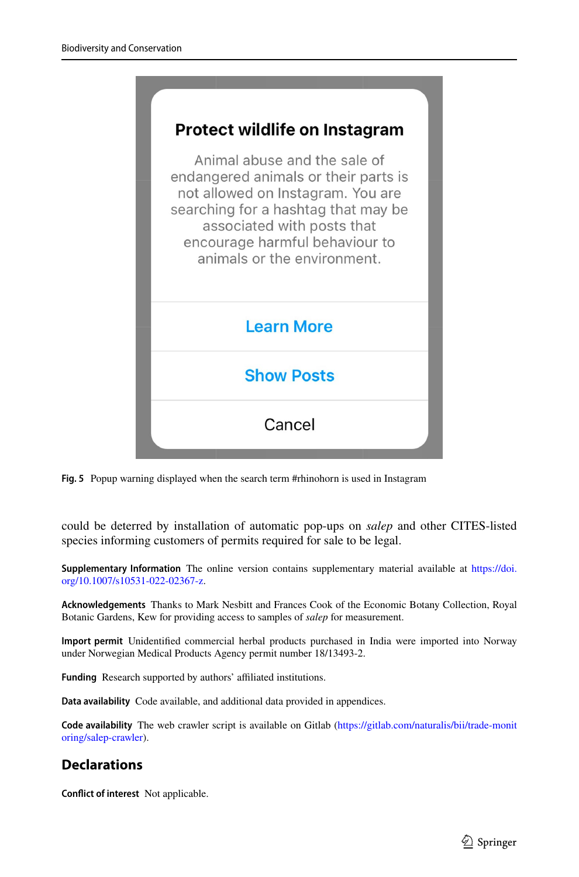Fig. 5 Popup warning displayed when the search term #rhinohorn is used in Instagram

could be deterred by installation of automatic pop-ups on *salep* and other CITES-listed species informing customers of permits required for sale to be legal.

**Supplementary Information** The online version contains supplementary material available at https://doi.org/10.1007/s10531-022-02367-z.

**Acknowledgements** Thanks to Mark Nesbitt and Frances Cook of the Economic Botany Collection, Royal Botanic Gardens, Kew for providing access to samples of *salep* for measurement.

**Import permit** Unidentified commercial herbal products purchased in India were imported into Norway under Norwegian Medical Products Agency permit number 18/13493-2.

**Funding** Research supported by authors' affiliated institutions.

**Data availability** Code available, and additional data provided in appendices.

**Code availability** The web crawler script is available on Gitlab (https://gitlab.com/naturalis/bii/trade-monitoring/salep-crawler).

## Declarations

**Conflict of interest** Not applicable.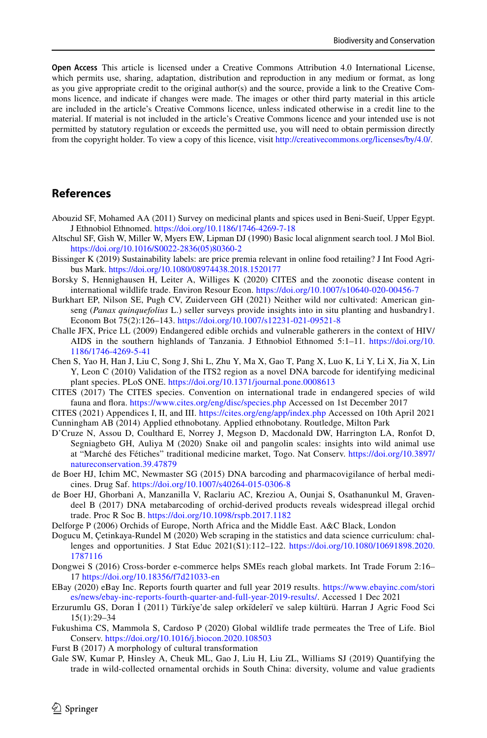**Open Access** This article is licensed under a Creative Commons Attribution 4.0 International License, which permits use, sharing, adaptation, distribution and reproduction in any medium or format, as long as you give appropriate credit to the original author(s) and the source, provide a link to the Creative Commons licence, and indicate if changes were made. The images or other third party material in this article are included in the article's Creative Commons licence, unless indicated otherwise in a credit line to the material. If material is not included in the article's Creative Commons licence and your intended use is not permitted by statutory regulation or exceeds the permitted use, you will need to obtain permission directly from the copyright holder. To view a copy of this licence, visit http://creativecommons.org/licenses/by/4.0/.

## References

Abouzid SF, Mohamed AA (2011) Survey on medicinal plants and spices used in Beni-Sueif, Upper Egypt. J Ethnobiol Ethnomed. https://doi.org/10.1186/1746-4269-7-18

Altschul SF, Gish W, Miller W, Myers EW, Lipman DJ (1990) Basic local alignment search tool. J Mol Biol. https://doi.org/10.1016/S0022-2836(05)80360-2

Bissinger K (2019) Sustainability labels: are price premia relevant in online food retailing? J Int Food Agribus Mark. https://doi.org/10.1080/08974438.2018.1520177

Borsky S, Hennighausen H, Leiter A, Williges K (2020) CITES and the zoonotic disease content in international wildlife trade. Environ Resour Econ. https://doi.org/10.1007/s10640-020-00456-7

Burkhart EP, Nilson SE, Pugh CV, Zuiderveen GH (2021) Neither wild nor cultivated: American ginseng (*Panax quinquefolius* L.) seller surveys provide insights into in situ planting and husbandry1. Econom Bot 75(2):126–143. https://doi.org/10.1007/s12231-021-09521-8

Challe JFX, Price LL (2009) Endangered edible orchids and vulnerable gatherers in the context of HIV/AIDS in the southern highlands of Tanzania. J Ethnobiol Ethnomed 5:1–11. https://doi.org/10.1186/1746-4269-5-41

Chen S, Yao H, Han J, Liu C, Song J, Shi L, Zhu Y, Ma X, Gao T, Pang X, Luo K, Li Y, Li X, Jia X, Lin Y, Leon C (2010) Validation of the ITS2 region as a novel DNA barcode for identifying medicinal plant species. PLoS ONE. https://doi.org/10.1371/journal.pone.0008613

CITES (2017) The CITES species. Convention on international trade in endangered species of wild fauna and flora. https://www.cites.org/eng/disc/species.php Accessed on 1st December 2017

CITES (2021) Appendices I, II, and III. https://cites.org/eng/app/index.php Accessed on 10th April 2021

Cunningham AB (2014) Applied ethnobotany. Applied ethnobotany. Routledge, Milton Park

D'Cruze N, Assou D, Coulthard E, Norrey J, Megson D, Macdonald DW, Harrington LA, Ronfot D, Segniagbeto GH, Auliya M (2020) Snake oil and pangolin scales: insights into wild animal use at "Marché des Fétiches" traditional medicine market, Togo. Nat Conserv. https://doi.org/10.3897/natureconservation.39.47879

de Boer HJ, Ichim MC, Newmaster SG (2015) DNA barcoding and pharmacovigilance of herbal medicines. Drug Saf. https://doi.org/10.1007/s40264-015-0306-8

de Boer HJ, Ghorbani A, Manzanilla V, Raclariu AC, Kreziou A, Ounjai S, Osathanunkul M, Gravendeel B (2017) DNA metabarcoding of orchid-derived products reveals widespread illegal orchid trade. Proc R Soc B. https://doi.org/10.1098/rspb.2017.1182

Delforge P (2006) Orchids of Europe, North Africa and the Middle East. A&C Black, London

Dogucu M, Çetinkaya-Rundel M (2020) Web scraping in the statistics and data science curriculum: challenges and opportunities. J Stat Educ 2021(S1):112–122. https://doi.org/10.1080/10691898.2020.1787116

Dongwei S (2016) Cross-border e-commerce helps SMEs reach global markets. Int Trade Forum 2:16–17 https://doi.org/10.18356/f7d21033-en

EBay (2020) eBay Inc. Reports fourth quarter and full year 2019 results. https://www.ebayinc.com/stories/news/ebay-inc-reports-fourth-quarter-and-full-year-2019-results/. Accessed 1 Dec 2021

Erzurumlu GS, Doran İ (2011) Türkïye'de salep orkïdelerï ve salep kültürü. Harran J Agric Food Sci 15(1):29–34

Fukushima CS, Mammola S, Cardoso P (2020) Global wildlife trade permeates the Tree of Life. Biol Conserv. https://doi.org/10.1016/j.biocon.2020.108503

Furst B (2017) A morphology of cultural transformation

Gale SW, Kumar P, Hinsley A, Cheuk ML, Gao J, Liu H, Liu ZL, Williams SJ (2019) Quantifying the trade in wild-collected ornamental orchids in South China: diversity, volume and value gradients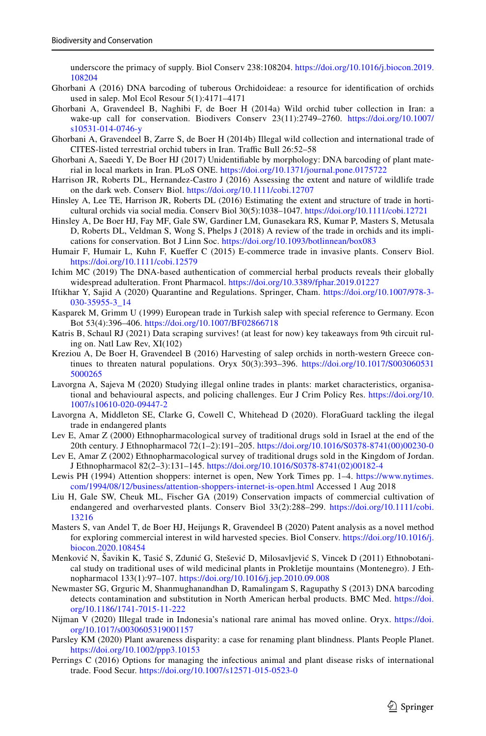underscore the primacy of supply. Biol Conserv 238:108204. https://doi.org/10.1016/j.biocon.2019.108204

Ghorbani A (2016) DNA barcoding of tuberous Orchidoideae: a resource for identification of orchids used in salep. Mol Ecol Resour 5(1):4171–4171

Ghorbani A, Gravendeel B, Naghibi F, de Boer H (2014a) Wild orchid tuber collection in Iran: a wake-up call for conservation. Biodivers Conserv 23(11):2749–2760. https://doi.org/10.1007/s10531-014-0746-y

Ghorbani A, Gravendeel B, Zarre S, de Boer H (2014b) Illegal wild collection and international trade of CITES-listed terrestrial orchid tubers in Iran. Traffic Bull 26:52–58

Ghorbani A, Saeedi Y, De Boer HJ (2017) Unidentifiable by morphology: DNA barcoding of plant material in local markets in Iran. PLoS ONE. https://doi.org/10.1371/journal.pone.0175722

Harrison JR, Roberts DL, Hernandez-Castro J (2016) Assessing the extent and nature of wildlife trade on the dark web. Conserv Biol. https://doi.org/10.1111/cobi.12707

Hinsley A, Lee TE, Harrison JR, Roberts DL (2016) Estimating the extent and structure of trade in horticultural orchids via social media. Conserv Biol 30(5):1038–1047. https://doi.org/10.1111/cobi.12721

Hinsley A, De Boer HJ, Fay MF, Gale SW, Gardiner LM, Gunasekara RS, Kumar P, Masters S, Metusala D, Roberts DL, Veldman S, Wong S, Phelps J (2018) A review of the trade in orchids and its implications for conservation. Bot J Linn Soc. https://doi.org/10.1093/botlinnean/box083

Humair F, Humair L, Kuhn F, Kueffer C (2015) E-commerce trade in invasive plants. Conserv Biol. https://doi.org/10.1111/cobi.12579

Ichim MC (2019) The DNA-based authentication of commercial herbal products reveals their globally widespread adulteration. Front Pharmacol. https://doi.org/10.3389/fphar.2019.01227

Iftikhar Y, Sajid A (2020) Quarantine and Regulations. Springer, Cham. https://doi.org/10.1007/978-3-030-35955-3_14

Kasparek M, Grimm U (1999) European trade in Turkish salep with special reference to Germany. Econ Bot 53(4):396–406. https://doi.org/10.1007/BF02866718

Katris B, Schaul RJ (2021) Data scraping survives! (at least for now) key takeaways from 9th circuit ruling on. Natl Law Rev, XI(102)

Kreziou A, De Boer H, Gravendeel B (2016) Harvesting of salep orchids in north-western Greece continues to threaten natural populations. Oryx 50(3):393–396. https://doi.org/10.1017/S0030605315000265

Lavorgna A, Sajeva M (2020) Studying illegal online trades in plants: market characteristics, organisational and behavioural aspects, and policing challenges. Eur J Crim Policy Res. https://doi.org/10.1007/s10610-020-09447-2

Lavorgna A, Middleton SE, Clarke G, Cowell C, Whitehead D (2020). FloraGuard tackling the ilegal trade in endangered plants

Lev E, Amar Z (2000) Ethnopharmacological survey of traditional drugs sold in Israel at the end of the 20th century. J Ethnopharmacol 72(1–2):191–205. https://doi.org/10.1016/S0378-8741(00)00230-0

Lev E, Amar Z (2002) Ethnopharmacological survey of traditional drugs sold in the Kingdom of Jordan. J Ethnopharmacol 82(2–3):131–145. https://doi.org/10.1016/S0378-8741(02)00182-4

Lewis PH (1994) Attention shoppers: internet is open, New York Times pp. 1–4. https://www.nytimes.com/1994/08/12/business/attention-shoppers-internet-is-open.html Accessed 1 Aug 2018

Liu H, Gale SW, Cheuk ML, Fischer GA (2019) Conservation impacts of commercial cultivation of endangered and overharvested plants. Conserv Biol 33(2):288–299. https://doi.org/10.1111/cobi.13216

Masters S, van Andel T, de Boer HJ, Heijungs R, Gravendeel B (2020) Patent analysis as a novel method for exploring commercial interest in wild harvested species. Biol Conserv. https://doi.org/10.1016/j.biocon.2020.108454

Menković N, Šavikin K, Tasić S, Zdunić G, Stešević D, Milosavljević S, Vincek D (2011) Ethnobotanical study on traditional uses of wild medicinal plants in Prokletije mountains (Montenegro). J Ethnopharmacol 133(1):97–107. https://doi.org/10.1016/j.jep.2010.09.008

Newmaster SG, Grguric M, Shanmughanandhan D, Ramalingam S, Ragupathy S (2013) DNA barcoding detects contamination and substitution in North American herbal products. BMC Med. https://doi.org/10.1186/1741-7015-11-222

Nijman V (2020) Illegal trade in Indonesia's national rare animal has moved online. Oryx. https://doi.org/10.1017/s0030605319001157

Parsley KM (2020) Plant awareness disparity: a case for renaming plant blindness. Plants People Planet. https://doi.org/10.1002/ppp3.10153

Perrings C (2016) Options for managing the infectious animal and plant disease risks of international trade. Food Secur. https://doi.org/10.1007/s12571-015-0523-0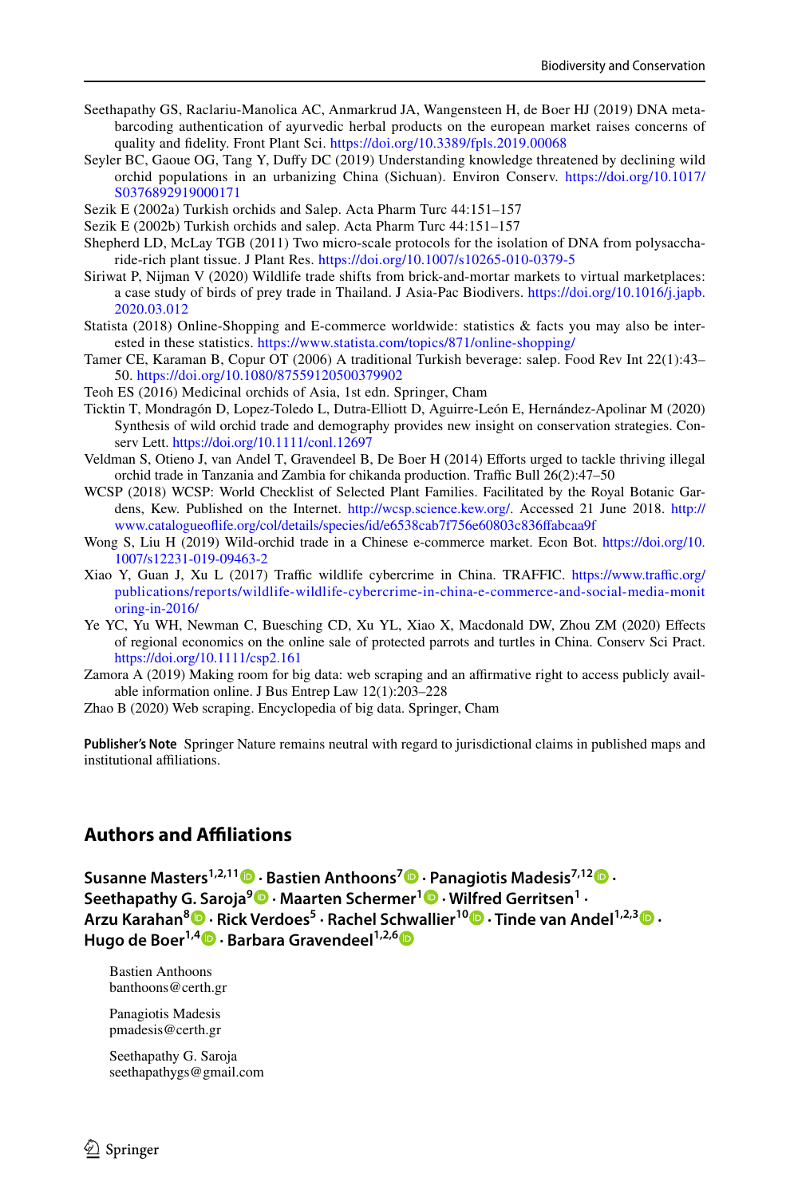Seethapathy GS, Raclariu-Manolica AC, Anmarkrud JA, Wangensteen H, de Boer HJ (2019) DNA metabarcoding authentication of ayurvedic herbal products on the european market raises concerns of quality and fidelity. Front Plant Sci. https://doi.org/10.3389/fpls.2019.00068

Seyler BC, Gaoue OG, Tang Y, Duffy DC (2019) Understanding knowledge threatened by declining wild orchid populations in an urbanizing China (Sichuan). Environ Conserv. https://doi.org/10.1017/S0376892919000171

Sezik E (2002a) Turkish orchids and Salep. Acta Pharm Turc 44:151–157

Sezik E (2002b) Turkish orchids and salep. Acta Pharm Turc 44:151–157

Shepherd LD, McLay TGB (2011) Two micro-scale protocols for the isolation of DNA from polysaccharide-rich plant tissue. J Plant Res. https://doi.org/10.1007/s10265-010-0379-5

Siriwat P, Nijman V (2020) Wildlife trade shifts from brick-and-mortar markets to virtual marketplaces: a case study of birds of prey trade in Thailand. J Asia-Pac Biodivers. https://doi.org/10.1016/j.japb.2020.03.012

Statista (2018) Online-Shopping and E-commerce worldwide: statistics & facts you may also be interested in these statistics. https://www.statista.com/topics/871/online-shopping/

Tamer CE, Karaman B, Copur OT (2006) A traditional Turkish beverage: salep. Food Rev Int 22(1):43–50. https://doi.org/10.1080/87559120500379902

Teoh ES (2016) Medicinal orchids of Asia, 1st edn. Springer, Cham

Ticktin T, Mondragón D, Lopez-Toledo L, Dutra-Elliott D, Aguirre-León E, Hernández-Apolinar M (2020) Synthesis of wild orchid trade and demography provides new insight on conservation strategies. Conserv Lett. https://doi.org/10.1111/conl.12697

Veldman S, Otieno J, van Andel T, Gravendeel B, De Boer H (2014) Efforts urged to tackle thriving illegal orchid trade in Tanzania and Zambia for chikanda production. Traffic Bull 26(2):47–50

WCSP (2018) WCSP: World Checklist of Selected Plant Families. Facilitated by the Royal Botanic Gardens, Kew. Published on the Internet. http://wcsp.science.kew.org/. Accessed 21 June 2018. http://www.catalogueoflife.org/col/details/species/id/e6538cab7f756e60803c836ffabcaa9f

Wong S, Liu H (2019) Wild-orchid trade in a Chinese e-commerce market. Econ Bot. https://doi.org/10.1007/s12231-019-09463-2

Xiao Y, Guan J, Xu L (2017) Traffic wildlife cybercrime in China. TRAFFIC. https://www.traffic.org/publications/reports/wildlife-wildlife-cybercrime-in-china-e-commerce-and-social-media-monitoring-in-2016/

Ye YC, Yu WH, Newman C, Buesching CD, Xu YL, Xiao X, Macdonald DW, Zhou ZM (2020) Effects of regional economics on the online sale of protected parrots and turtles in China. Conserv Sci Pract. https://doi.org/10.1111/csp2.161

Zamora A (2019) Making room for big data: web scraping and an affirmative right to access publicly available information online. J Bus Entrep Law 12(1):203–228

Zhao B (2020) Web scraping. Encyclopedia of big data. Springer, Cham

**Publisher's Note** Springer Nature remains neutral with regard to jurisdictional claims in published maps and institutional affiliations.

## Authors and Affiliations

**Susanne Masters[1,2,11] · Bastien Anthoons[7] · Panagiotis Madesis[7,12] · Seethapathy G. Saroja[9] · Maarten Schermer[1] · Wilfred Gerritsen[1] · Arzu Karahan[8] · Rick Verdoes[5] · Rachel Schwallier[10] · Tinde van Andel[1,2,3] · Hugo de Boer[1,4] · Barbara Gravendeel[1,2,6]**

Bastien Anthoons
banthoons@certh.gr

Panagiotis Madesis
pmadesis@certh.gr

Seethapathy G. Saroja
seethapathygs@gmail.com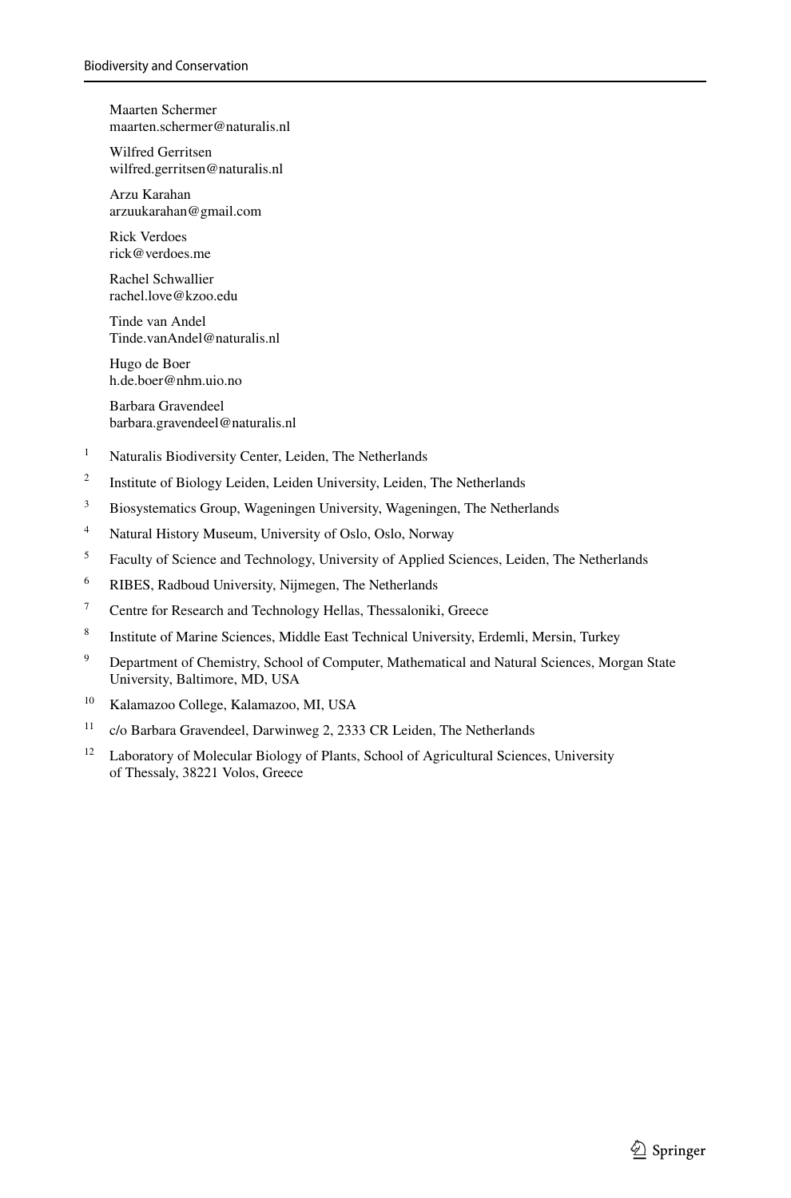Maarten Schermer
maarten.schermer@naturalis.nl

Wilfred Gerritsen
wilfred.gerritsen@naturalis.nl

Arzu Karahan
arzuukarahan@gmail.com

Rick Verdoes
rick@verdoes.me

Rachel Schwallier
rachel.love@kzoo.edu

Tinde van Andel
Tinde.vanAndel@naturalis.nl

Hugo de Boer
h.de.boer@nhm.uio.no

Barbara Gravendeel
barbara.gravendeel@naturalis.nl

[1] Naturalis Biodiversity Center, Leiden, The Netherlands

[2] Institute of Biology Leiden, Leiden University, Leiden, The Netherlands

[3] Biosystematics Group, Wageningen University, Wageningen, The Netherlands

[4] Natural History Museum, University of Oslo, Oslo, Norway

[5] Faculty of Science and Technology, University of Applied Sciences, Leiden, The Netherlands

[6] RIBES, Radboud University, Nijmegen, The Netherlands

[7] Centre for Research and Technology Hellas, Thessaloniki, Greece

[8] Institute of Marine Sciences, Middle East Technical University, Erdemli, Mersin, Turkey

[9] Department of Chemistry, School of Computer, Mathematical and Natural Sciences, Morgan State University, Baltimore, MD, USA

[10] Kalamazoo College, Kalamazoo, MI, USA

[11] c/o Barbara Gravendeel, Darwinweg 2, 2333 CR Leiden, The Netherlands

[12] Laboratory of Molecular Biology of Plants, School of Agricultural Sciences, University of Thessaly, 38221 Volos, Greece